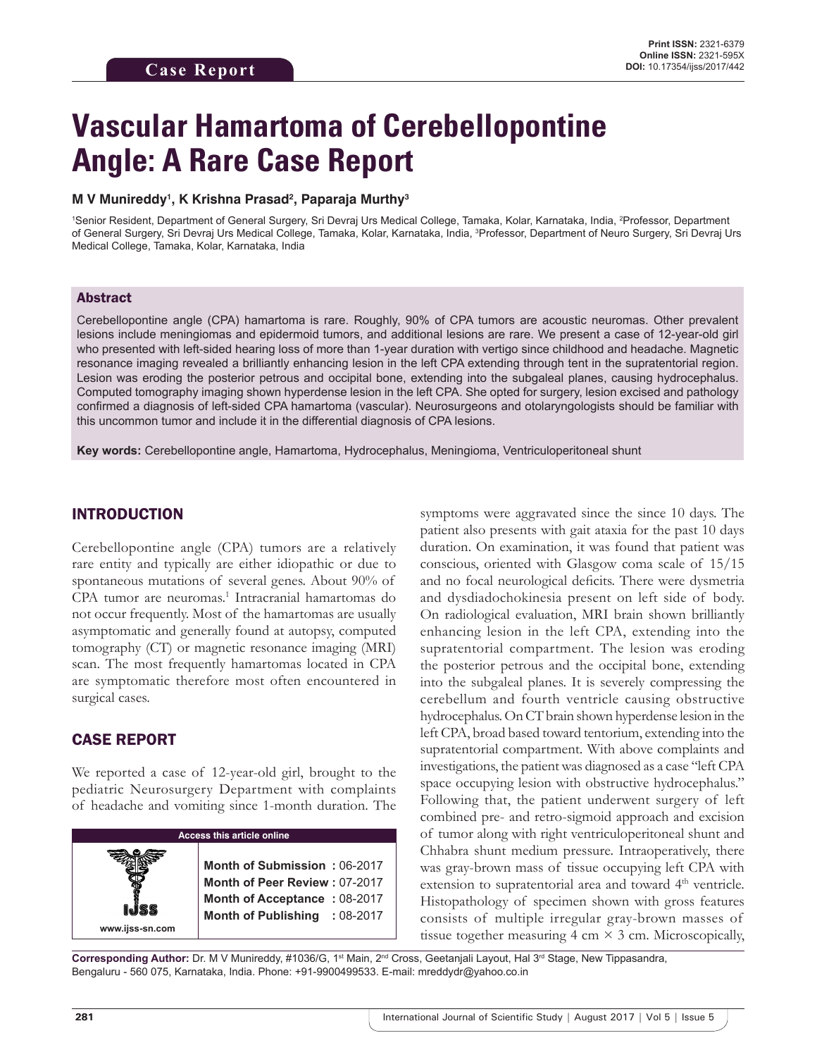**Case Report**

**Print ISSN:** 2321-6379
**Online ISSN:** 2321-595X
**DOI:** 10.17354/ijss/2017/442

# Vascular Hamartoma of Cerebellopontine Angle: A Rare Case Report

**M V Munireddy[1], K Krishna Prasad[2], Paparaja Murthy[3]**

[1]Senior Resident, Department of General Surgery, Sri Devraj Urs Medical College, Tamaka, Kolar, Karnataka, India, [2]Professor, Department of General Surgery, Sri Devraj Urs Medical College, Tamaka, Kolar, Karnataka, India, [3]Professor, Department of Neuro Surgery, Sri Devraj Urs Medical College, Tamaka, Kolar, Karnataka, India

## Abstract

Cerebellopontine angle (CPA) hamartoma is rare. Roughly, 90% of CPA tumors are acoustic neuromas. Other prevalent lesions include meningiomas and epidermoid tumors, and additional lesions are rare. We present a case of 12-year-old girl who presented with left-sided hearing loss of more than 1-year duration with vertigo since childhood and headache. Magnetic resonance imaging revealed a brilliantly enhancing lesion in the left CPA extending through tent in the supratentorial region. Lesion was eroding the posterior petrous and occipital bone, extending into the subgaleal planes, causing hydrocephalus. Computed tomography imaging shown hyperdense lesion in the left CPA. She opted for surgery, lesion excised and pathology confirmed a diagnosis of left-sided CPA hamartoma (vascular). Neurosurgeons and otolaryngologists should be familiar with this uncommon tumor and include it in the differential diagnosis of CPA lesions.

**Key words:** Cerebellopontine angle, Hamartoma, Hydrocephalus, Meningioma, Ventriculoperitoneal shunt

## INTRODUCTION

Cerebellopontine angle (CPA) tumors are a relatively rare entity and typically are either idiopathic or due to spontaneous mutations of several genes. About 90% of CPA tumor are neuromas.[1] Intracranial hamartomas do not occur frequently. Most of the hamartomas are usually asymptomatic and generally found at autopsy, computed tomography (CT) or magnetic resonance imaging (MRI) scan. The most frequently hamartomas located in CPA are symptomatic therefore most often encountered in surgical cases.

## CASE REPORT

We reported a case of 12-year-old girl, brought to the pediatric Neurosurgery Department with complaints of headache and vomiting since 1-month duration. The symptoms were aggravated since the since 10 days. The patient also presents with gait ataxia for the past 10 days duration. On examination, it was found that patient was conscious, oriented with Glasgow coma scale of 15/15 and no focal neurological deficits. There were dysmetria and dysdiadochokinesia present on left side of body. On radiological evaluation, MRI brain shown brilliantly enhancing lesion in the left CPA, extending into the supratentorial compartment. The lesion was eroding the posterior petrous and the occipital bone, extending into the subgaleal planes. It is severely compressing the cerebellum and fourth ventricle causing obstructive hydrocephalus. On CT brain shown hyperdense lesion in the left CPA, broad based toward tentorium, extending into the supratentorial compartment. With above complaints and investigations, the patient was diagnosed as a case "left CPA space occupying lesion with obstructive hydrocephalus." Following that, the patient underwent surgery of left combined pre- and retro-sigmoid approach and excision of tumor along with right ventriculoperitoneal shunt and Chhabra shunt medium pressure. Intraoperatively, there was gray-brown mass of tissue occupying left CPA with extension to supratentorial area and toward 4th ventricle. Histopathology of specimen shown with gross features consists of multiple irregular gray-brown masses of tissue together measuring 4 cm × 3 cm. Microscopically,

| Access this article online | |
|---|---|
| www.ijss-sn.com | **Month of Submission :** 06-2017 |
| | **Month of Peer Review :** 07-2017 |
| | **Month of Acceptance :** 08-2017 |
| | **Month of Publishing :** 08-2017 |

**Corresponding Author:** Dr. M V Munireddy, #1036/G, 1st Main, 2nd Cross, Geetanjali Layout, Hal 3rd Stage, New Tippasandra, Bengaluru - 560 075, Karnataka, India. Phone: +91-9900499533. E-mail: mreddydr@yahoo.co.in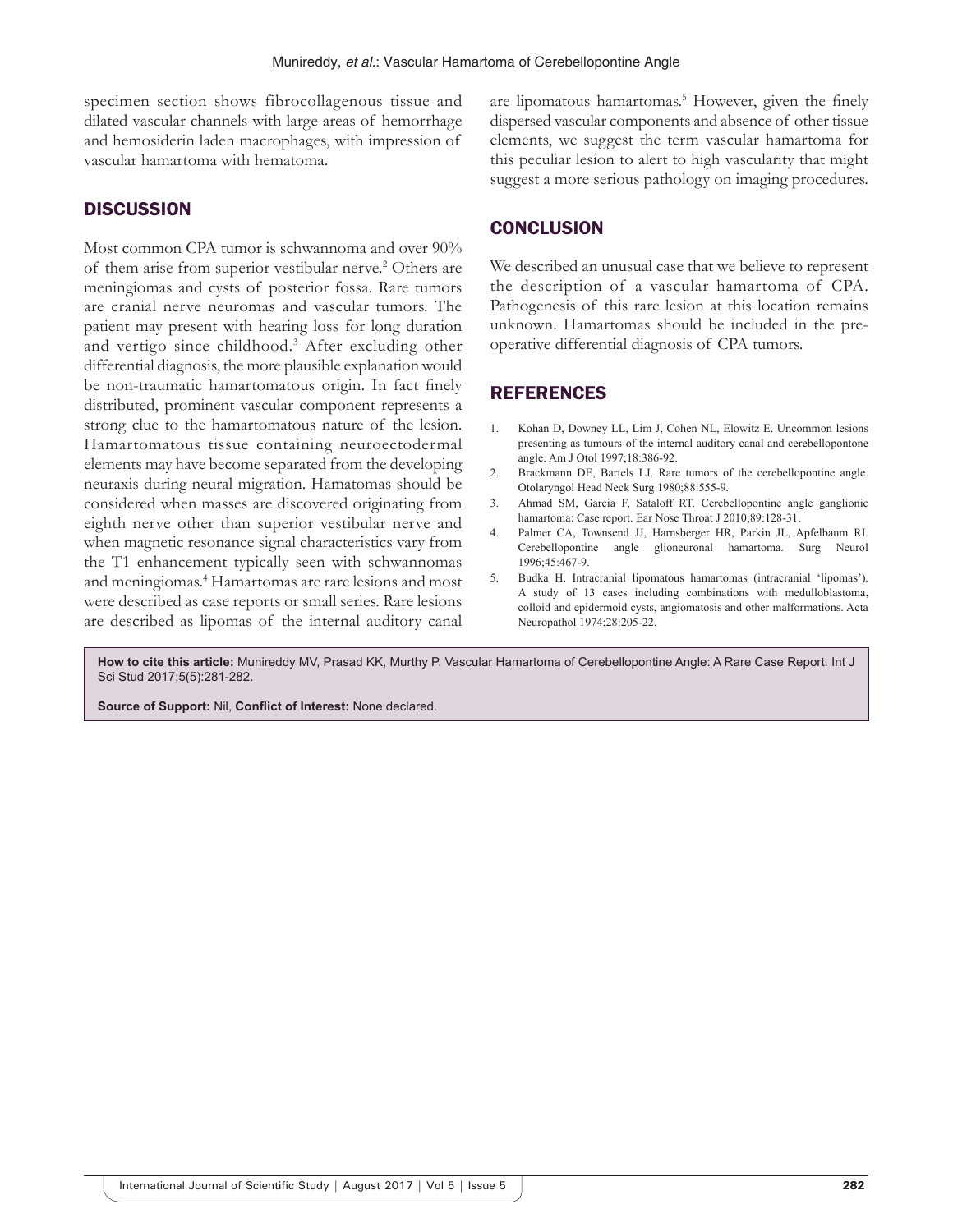specimen section shows fibrocollagenous tissue and dilated vascular channels with large areas of hemorrhage and hemosiderin laden macrophages, with impression of vascular hamartoma with hematoma.

## DISCUSSION

Most common CPA tumor is schwannoma and over 90% of them arise from superior vestibular nerve.[2] Others are meningiomas and cysts of posterior fossa. Rare tumors are cranial nerve neuromas and vascular tumors. The patient may present with hearing loss for long duration and vertigo since childhood.[3] After excluding other differential diagnosis, the more plausible explanation would be non-traumatic hamartomatous origin. In fact finely distributed, prominent vascular component represents a strong clue to the hamartomatous nature of the lesion. Hamartomatous tissue containing neuroectodermal elements may have become separated from the developing neuraxis during neural migration. Hamatomas should be considered when masses are discovered originating from eighth nerve other than superior vestibular nerve and when magnetic resonance signal characteristics vary from the T1 enhancement typically seen with schwannomas and meningiomas.[4] Hamartomas are rare lesions and most were described as case reports or small series. Rare lesions are described as lipomas of the internal auditory canal are lipomatous hamartomas.[5] However, given the finely dispersed vascular components and absence of other tissue elements, we suggest the term vascular hamartoma for this peculiar lesion to alert to high vascularity that might suggest a more serious pathology on imaging procedures.

## CONCLUSION

We described an unusual case that we believe to represent the description of a vascular hamartoma of CPA. Pathogenesis of this rare lesion at this location remains unknown. Hamartomas should be included in the pre-operative differential diagnosis of CPA tumors.

## REFERENCES

1. Kohan D, Downey LL, Lim J, Cohen NL, Elowitz E. Uncommon lesions presenting as tumours of the internal auditory canal and cerebellopontone angle. Am J Otol 1997;18:386-92.
2. Brackmann DE, Bartels LJ. Rare tumors of the cerebellopontine angle. Otolaryngol Head Neck Surg 1980;88:555-9.
3. Ahmad SM, Garcia F, Sataloff RT. Cerebellopontine angle ganglionic hamartoma: Case report. Ear Nose Throat J 2010;89:128-31.
4. Palmer CA, Townsend JJ, Harnsberger HR, Parkin JL, Apfelbaum RI. Cerebellopontine angle glioneuronal hamartoma. Surg Neurol 1996;45:467-9.
5. Budka H. Intracranial lipomatous hamartomas (intracranial 'lipomas'). A study of 13 cases including combinations with medulloblastoma, colloid and epidermoid cysts, angiomatosis and other malformations. Acta Neuropathol 1974;28:205-22.

**How to cite this article:** Munireddy MV, Prasad KK, Murthy P. Vascular Hamartoma of Cerebellopontine Angle: A Rare Case Report. Int J Sci Stud 2017;5(5):281-282.

**Source of Support:** Nil, **Conflict of Interest:** None declared.